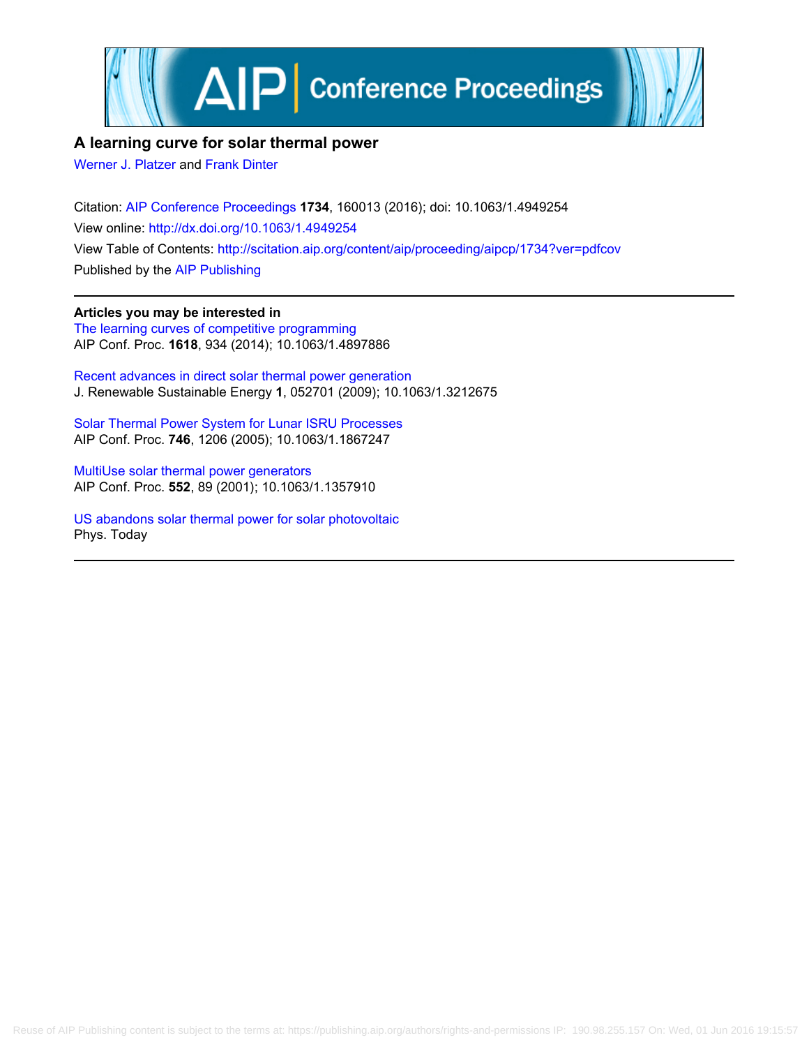# A learning curve for solar thermal power

Werner J. Platzer and Frank Dinter

Citation: AIP Conference Proceedings **1734**, 160013 (2016); doi: 10.1063/1.4949254

View online: http://dx.doi.org/10.1063/1.4949254

View Table of Contents: http://scitation.aip.org/content/aip/proceeding/aipcp/1734?ver=pdfcov

Published by the AIP Publishing

---

**Articles you may be interested in**

The learning curves of competitive programming
AIP Conf. Proc. **1618**, 934 (2014); 10.1063/1.4897886

Recent advances in direct solar thermal power generation
J. Renewable Sustainable Energy **1**, 052701 (2009); 10.1063/1.3212675

Solar Thermal Power System for Lunar ISRU Processes
AIP Conf. Proc. **746**, 1206 (2005); 10.1063/1.1867247

MultiUse solar thermal power generators
AIP Conf. Proc. **552**, 89 (2001); 10.1063/1.1357910

US abandons solar thermal power for solar photovoltaic
Phys. Today

---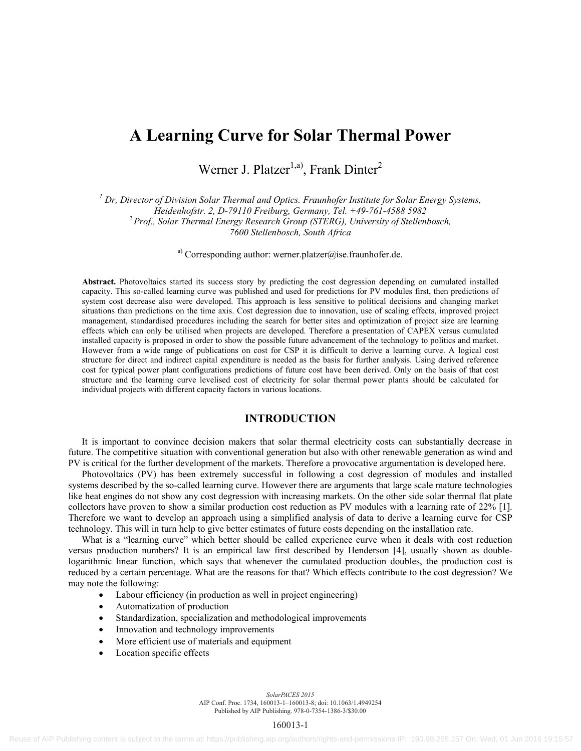# A Learning Curve for Solar Thermal Power

Werner J. Platzer[1,a)], Frank Dinter[2]

[1] *Dr, Director of Division Solar Thermal and Optics. Fraunhofer Institute for Solar Energy Systems, Heidenhofstr. 2, D-79110 Freiburg, Germany, Tel. +49-761-4588 5982*
[2] *Prof., Solar Thermal Energy Research Group (STERG), University of Stellenbosch, 7600 Stellenbosch, South Africa*

[a)] Corresponding author: werner.platzer@ise.fraunhofer.de.

**Abstract.** Photovoltaics started its success story by predicting the cost degression depending on cumulated installed capacity. This so-called learning curve was published and used for predictions for PV modules first, then predictions of system cost decrease also were developed. This approach is less sensitive to political decisions and changing market situations than predictions on the time axis. Cost degression due to innovation, use of scaling effects, improved project management, standardised procedures including the search for better sites and optimization of project size are learning effects which can only be utilised when projects are developed. Therefore a presentation of CAPEX versus cumulated installed capacity is proposed in order to show the possible future advancement of the technology to politics and market. However from a wide range of publications on cost for CSP it is difficult to derive a learning curve. A logical cost structure for direct and indirect capital expenditure is needed as the basis for further analysis. Using derived reference cost for typical power plant configurations predictions of future cost have been derived. Only on the basis of that cost structure and the learning curve levelised cost of electricity for solar thermal power plants should be calculated for individual projects with different capacity factors in various locations.

## INTRODUCTION

It is important to convince decision makers that solar thermal electricity costs can substantially decrease in future. The competitive situation with conventional generation but also with other renewable generation as wind and PV is critical for the further development of the markets. Therefore a provocative argumentation is developed here.

Photovoltaics (PV) has been extremely successful in following a cost degression of modules and installed systems described by the so-called learning curve. However there are arguments that large scale mature technologies like heat engines do not show any cost degression with increasing markets. On the other side solar thermal flat plate collectors have proven to show a similar production cost reduction as PV modules with a learning rate of 22% [1]. Therefore we want to develop an approach using a simplified analysis of data to derive a learning curve for CSP technology. This will in turn help to give better estimates of future costs depending on the installation rate.

What is a "learning curve" which better should be called experience curve when it deals with cost reduction versus production numbers? It is an empirical law first described by Henderson [4], usually shown as double-logarithmic linear function, which says that whenever the cumulated production doubles, the production cost is reduced by a certain percentage. What are the reasons for that? Which effects contribute to the cost degression? We may note the following:

- Labour efficiency (in production as well in project engineering)
- Automatization of production
- Standardization, specialization and methodological improvements
- Innovation and technology improvements
- More efficient use of materials and equipment
- Location specific effects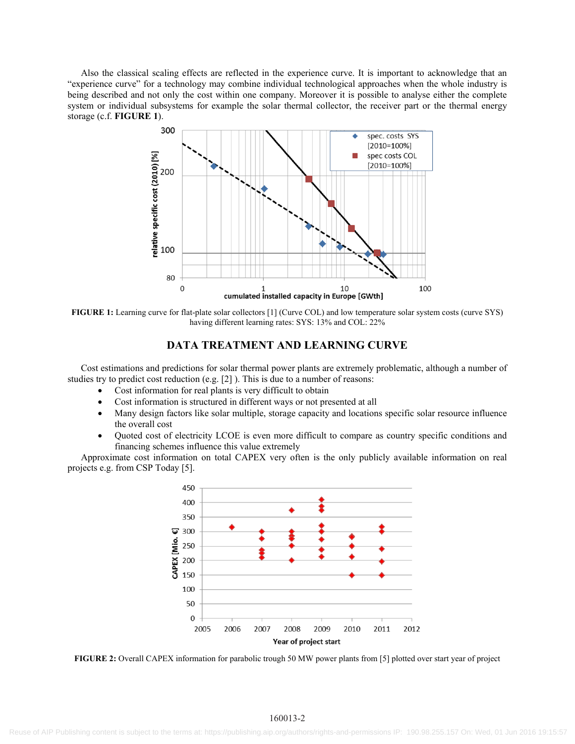Also the classical scaling effects are reflected in the experience curve. It is important to acknowledge that an "experience curve" for a technology may combine individual technological approaches when the whole industry is being described and not only the cost within one company. Moreover it is possible to analyse either the complete system or individual subsystems for example the solar thermal collector, the receiver part or the thermal energy storage (c.f. **FIGURE 1**).

**FIGURE 1:** Learning curve for flat-plate solar collectors [1] (Curve COL) and low temperature solar system costs (curve SYS) having different learning rates: SYS: 13% and COL: 22%

## DATA TREATMENT AND LEARNING CURVE

Cost estimations and predictions for solar thermal power plants are extremely problematic, although a number of studies try to predict cost reduction (e.g. [2] ). This is due to a number of reasons:

- Cost information for real plants is very difficult to obtain
- Cost information is structured in different ways or not presented at all
- Many design factors like solar multiple, storage capacity and locations specific solar resource influence the overall cost
- Quoted cost of electricity LCOE is even more difficult to compare as country specific conditions and financing schemes influence this value extremely

Approximate cost information on total CAPEX very often is the only publicly available information on real projects e.g. from CSP Today [5].

**FIGURE 2:** Overall CAPEX information for parabolic trough 50 MW power plants from [5] plotted over start year of project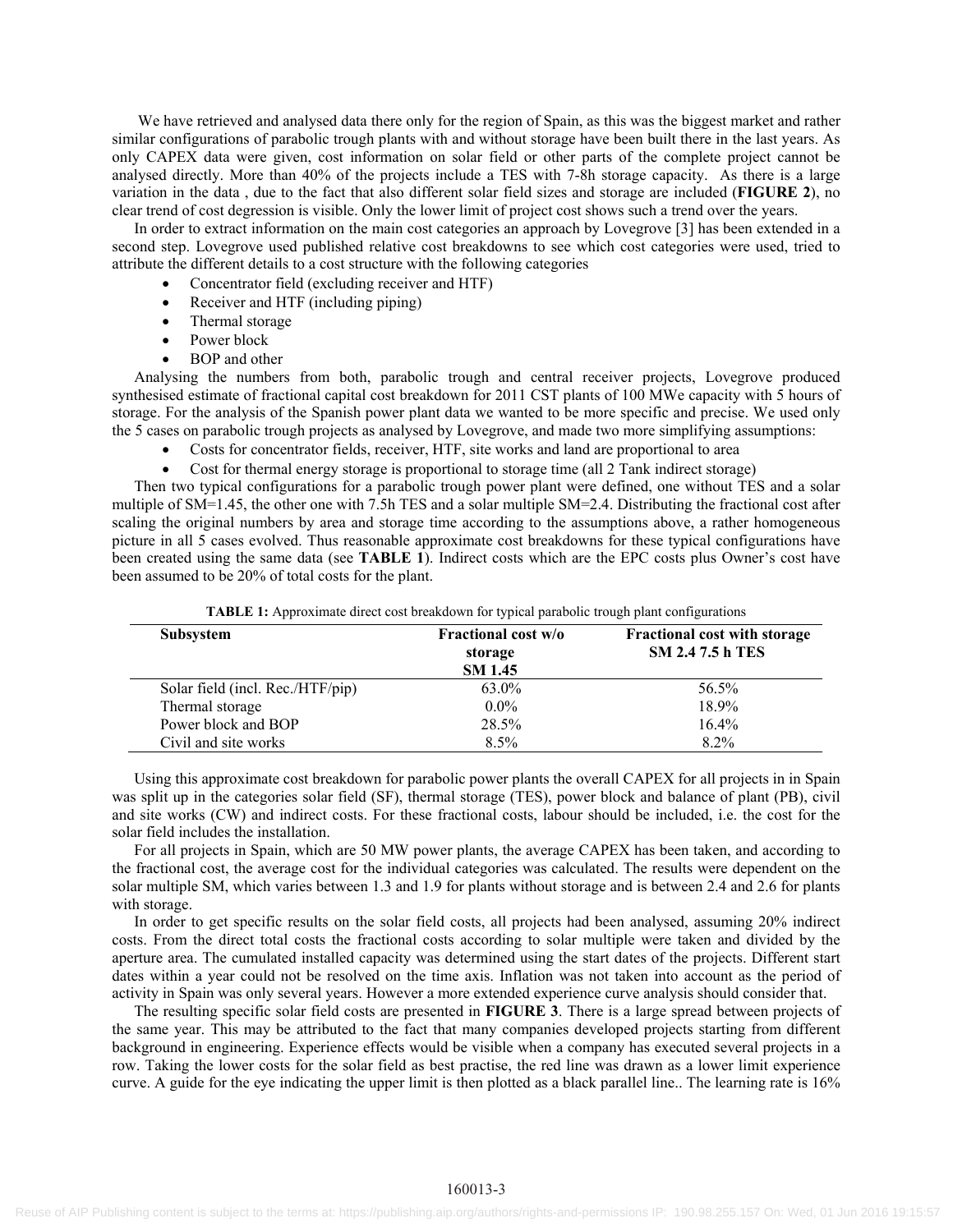We have retrieved and analysed data there only for the region of Spain, as this was the biggest market and rather similar configurations of parabolic trough plants with and without storage have been built there in the last years. As only CAPEX data were given, cost information on solar field or other parts of the complete project cannot be analysed directly. More than 40% of the projects include a TES with 7-8h storage capacity. As there is a large variation in the data , due to the fact that also different solar field sizes and storage are included (**FIGURE 2**), no clear trend of cost degression is visible. Only the lower limit of project cost shows such a trend over the years.

In order to extract information on the main cost categories an approach by Lovegrove [3] has been extended in a second step. Lovegrove used published relative cost breakdowns to see which cost categories were used, tried to attribute the different details to a cost structure with the following categories

- Concentrator field (excluding receiver and HTF)
- Receiver and HTF (including piping)
- Thermal storage
- Power block
- BOP and other

Analysing the numbers from both, parabolic trough and central receiver projects, Lovegrove produced synthesised estimate of fractional capital cost breakdown for 2011 CST plants of 100 MWe capacity with 5 hours of storage. For the analysis of the Spanish power plant data we wanted to be more specific and precise. We used only the 5 cases on parabolic trough projects as analysed by Lovegrove, and made two more simplifying assumptions:

- Costs for concentrator fields, receiver, HTF, site works and land are proportional to area
- Cost for thermal energy storage is proportional to storage time (all 2 Tank indirect storage)

Then two typical configurations for a parabolic trough power plant were defined, one without TES and a solar multiple of SM=1.45, the other one with 7.5h TES and a solar multiple SM=2.4. Distributing the fractional cost after scaling the original numbers by area and storage time according to the assumptions above, a rather homogeneous picture in all 5 cases evolved. Thus reasonable approximate cost breakdowns for these typical configurations have been created using the same data (see **TABLE 1**). Indirect costs which are the EPC costs plus Owner's cost have been assumed to be 20% of total costs for the plant.

**TABLE 1:** Approximate direct cost breakdown for typical parabolic trough plant configurations

| Subsystem | Fractional cost w/o storage SM 1.45 | Fractional cost with storage SM 2.4 7.5 h TES |
|---|---|---|
| Solar field (incl. Rec./HTF/pip) | 63.0% | 56.5% |
| Thermal storage | 0.0% | 18.9% |
| Power block and BOP | 28.5% | 16.4% |
| Civil and site works | 8.5% | 8.2% |

Using this approximate cost breakdown for parabolic power plants the overall CAPEX for all projects in in Spain was split up in the categories solar field (SF), thermal storage (TES), power block and balance of plant (PB), civil and site works (CW) and indirect costs. For these fractional costs, labour should be included, i.e. the cost for the solar field includes the installation.

For all projects in Spain, which are 50 MW power plants, the average CAPEX has been taken, and according to the fractional cost, the average cost for the individual categories was calculated. The results were dependent on the solar multiple SM, which varies between 1.3 and 1.9 for plants without storage and is between 2.4 and 2.6 for plants with storage.

In order to get specific results on the solar field costs, all projects had been analysed, assuming 20% indirect costs. From the direct total costs the fractional costs according to solar multiple were taken and divided by the aperture area. The cumulated installed capacity was determined using the start dates of the projects. Different start dates within a year could not be resolved on the time axis. Inflation was not taken into account as the period of activity in Spain was only several years. However a more extended experience curve analysis should consider that.

The resulting specific solar field costs are presented in **FIGURE 3**. There is a large spread between projects of the same year. This may be attributed to the fact that many companies developed projects starting from different background in engineering. Experience effects would be visible when a company has executed several projects in a row. Taking the lower costs for the solar field as best practise, the red line was drawn as a lower limit experience curve. A guide for the eye indicating the upper limit is then plotted as a black parallel line.. The learning rate is 16%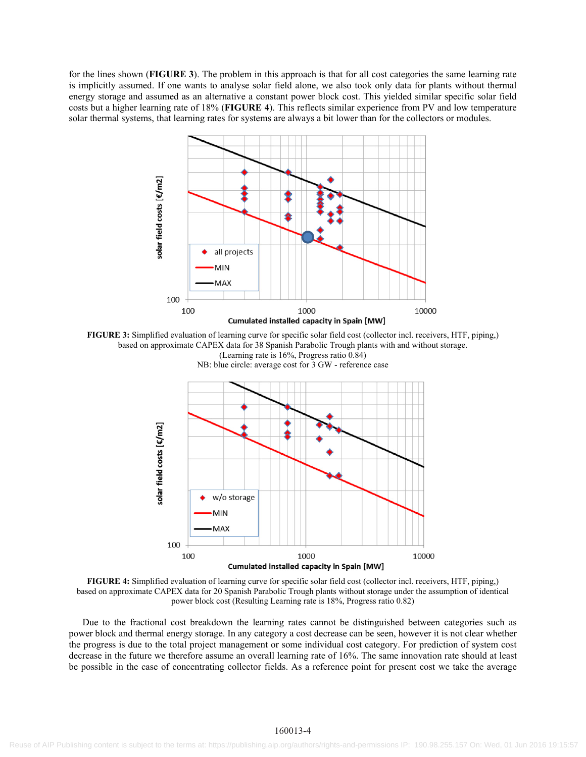for the lines shown (**FIGURE 3**). The problem in this approach is that for all cost categories the same learning rate is implicitly assumed. If one wants to analyse solar field alone, we also took only data for plants without thermal energy storage and assumed as an alternative a constant power block cost. This yielded similar specific solar field costs but a higher learning rate of 18% (**FIGURE 4**). This reflects similar experience from PV and low temperature solar thermal systems, that learning rates for systems are always a bit lower than for the collectors or modules.

**FIGURE 3:** Simplified evaluation of learning curve for specific solar field cost (collector incl. receivers, HTF, piping,) based on approximate CAPEX data for 38 Spanish Parabolic Trough plants with and without storage. (Learning rate is 16%, Progress ratio 0.84)
NB: blue circle: average cost for 3 GW - reference case

**FIGURE 4:** Simplified evaluation of learning curve for specific solar field cost (collector incl. receivers, HTF, piping,) based on approximate CAPEX data for 20 Spanish Parabolic Trough plants without storage under the assumption of identical power block cost (Resulting Learning rate is 18%, Progress ratio 0.82)

Due to the fractional cost breakdown the learning rates cannot be distinguished between categories such as power block and thermal energy storage. In any category a cost decrease can be seen, however it is not clear whether the progress is due to the total project management or some individual cost category. For prediction of system cost decrease in the future we therefore assume an overall learning rate of 16%. The same innovation rate should at least be possible in the case of concentrating collector fields. As a reference point for present cost we take the average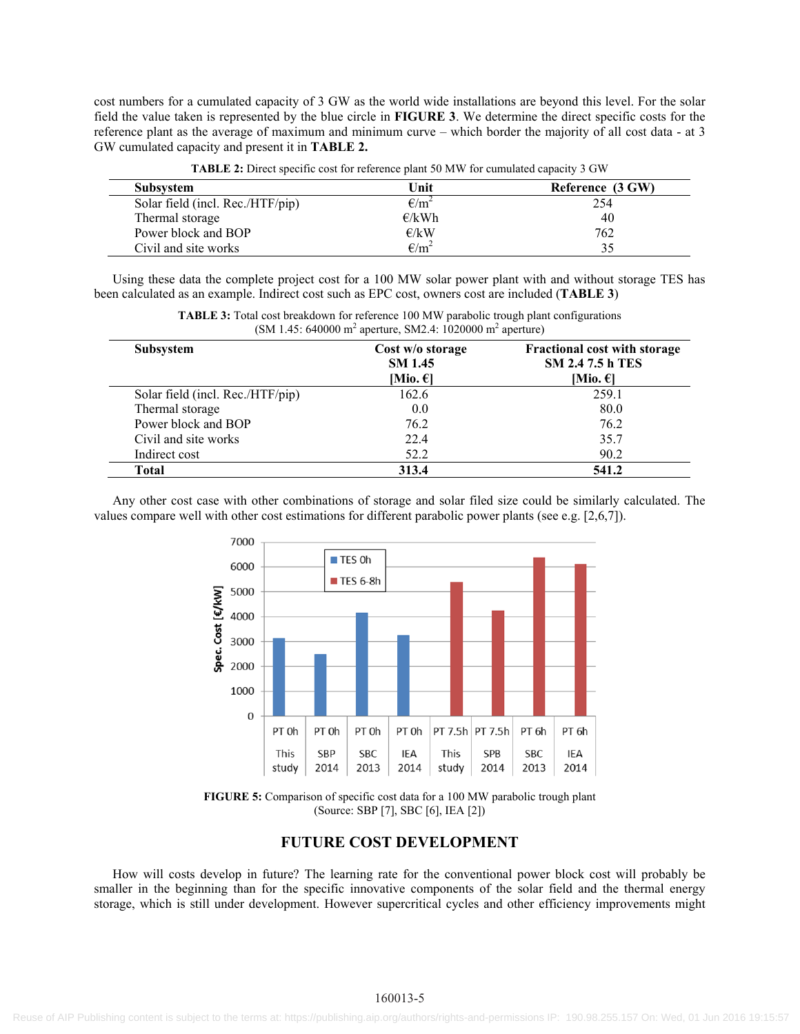cost numbers for a cumulated capacity of 3 GW as the world wide installations are beyond this level. For the solar field the value taken is represented by the blue circle in **FIGURE 3**. We determine the direct specific costs for the reference plant as the average of maximum and minimum curve – which border the majority of all cost data - at 3 GW cumulated capacity and present it in **TABLE 2.**

**TABLE 2:** Direct specific cost for reference plant 50 MW for cumulated capacity 3 GW

| Subsystem | Unit | Reference (3 GW) |
|---|---|---|
| Solar field (incl. Rec./HTF/pip) | €/m² | 254 |
| Thermal storage | €/kWh | 40 |
| Power block and BOP | €/kW | 762 |
| Civil and site works | €/m² | 35 |

Using these data the complete project cost for a 100 MW solar power plant with and without storage TES has been calculated as an example. Indirect cost such as EPC cost, owners cost are included (**TABLE 3**)

**TABLE 3:** Total cost breakdown for reference 100 MW parabolic trough plant configurations (SM 1.45: 640000 m² aperture, SM2.4: 1020000 m² aperture)

| Subsystem | Cost w/o storage SM 1.45 [Mio. €] | Fractional cost with storage SM 2.4 7.5 h TES [Mio. €] |
|---|---|---|
| Solar field (incl. Rec./HTF/pip) | 162.6 | 259.1 |
| Thermal storage | 0.0 | 80.0 |
| Power block and BOP | 76.2 | 76.2 |
| Civil and site works | 22.4 | 35.7 |
| Indirect cost | 52.2 | 90.2 |
| **Total** | **313.4** | **541.2** |

Any other cost case with other combinations of storage and solar filed size could be similarly calculated. The values compare well with other cost estimations for different parabolic power plants (see e.g. [2,6,7]).

**FIGURE 5:** Comparison of specific cost data for a 100 MW parabolic trough plant (Source: SBP [7], SBC [6], IEA [2])

## FUTURE COST DEVELOPMENT

How will costs develop in future? The learning rate for the conventional power block cost will probably be smaller in the beginning than for the specific innovative components of the solar field and the thermal energy storage, which is still under development. However supercritical cycles and other efficiency improvements might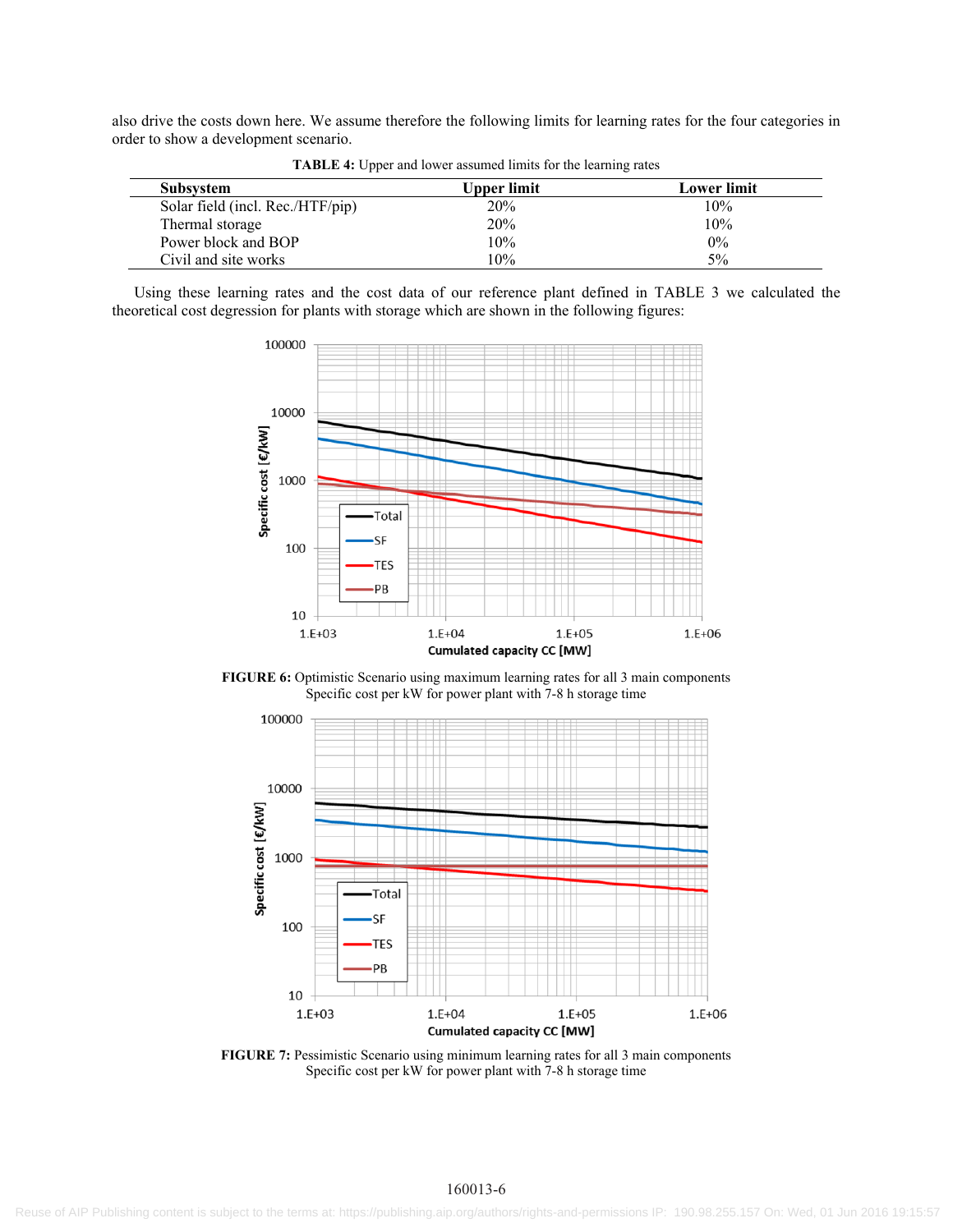also drive the costs down here. We assume therefore the following limits for learning rates for the four categories in order to show a development scenario.

**TABLE 4:** Upper and lower assumed limits for the learning rates

| Subsystem | Upper limit | Lower limit |
|---|---|---|
| Solar field (incl. Rec./HTF/pip) | 20% | 10% |
| Thermal storage | 20% | 10% |
| Power block and BOP | 10% | 0% |
| Civil and site works | 10% | 5% |

Using these learning rates and the cost data of our reference plant defined in TABLE 3 we calculated the theoretical cost degression for plants with storage which are shown in the following figures:

**FIGURE 6:** Optimistic Scenario using maximum learning rates for all 3 main components Specific cost per kW for power plant with 7-8 h storage time

**FIGURE 7:** Pessimistic Scenario using minimum learning rates for all 3 main components Specific cost per kW for power plant with 7-8 h storage time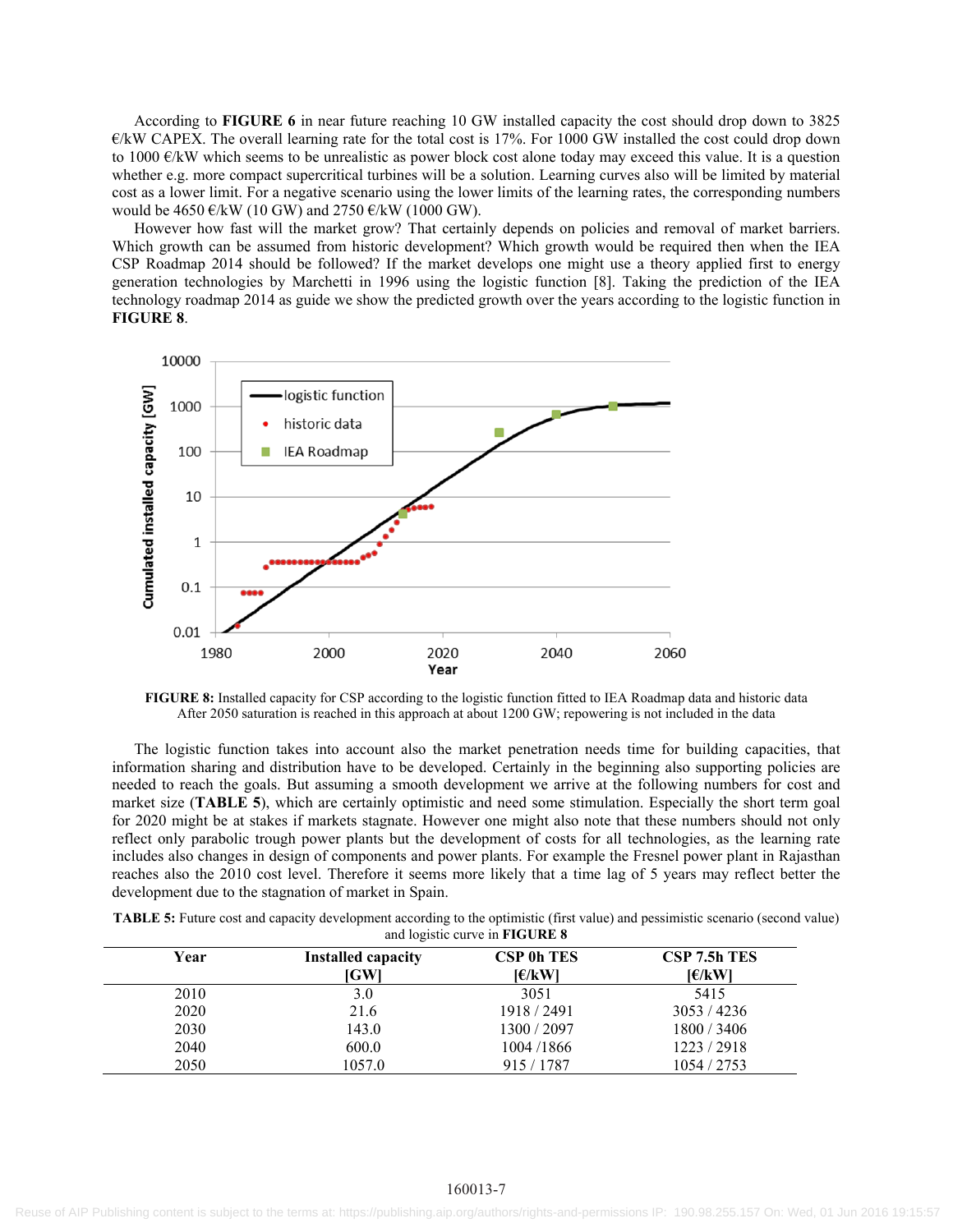According to **FIGURE 6** in near future reaching 10 GW installed capacity the cost should drop down to 3825 €/kW CAPEX. The overall learning rate for the total cost is 17%. For 1000 GW installed the cost could drop down to 1000 €/kW which seems to be unrealistic as power block cost alone today may exceed this value. It is a question whether e.g. more compact supercritical turbines will be a solution. Learning curves also will be limited by material cost as a lower limit. For a negative scenario using the lower limits of the learning rates, the corresponding numbers would be 4650 €/kW (10 GW) and 2750 €/kW (1000 GW).

However how fast will the market grow? That certainly depends on policies and removal of market barriers. Which growth can be assumed from historic development? Which growth would be required then when the IEA CSP Roadmap 2014 should be followed? If the market develops one might use a theory applied first to energy generation technologies by Marchetti in 1996 using the logistic function [8]. Taking the prediction of the IEA technology roadmap 2014 as guide we show the predicted growth over the years according to the logistic function in **FIGURE 8**.

**FIGURE 8:** Installed capacity for CSP according to the logistic function fitted to IEA Roadmap data and historic data After 2050 saturation is reached in this approach at about 1200 GW; repowering is not included in the data

The logistic function takes into account also the market penetration needs time for building capacities, that information sharing and distribution have to be developed. Certainly in the beginning also supporting policies are needed to reach the goals. But assuming a smooth development we arrive at the following numbers for cost and market size (**TABLE 5**), which are certainly optimistic and need some stimulation. Especially the short term goal for 2020 might be at stakes if markets stagnate. However one might also note that these numbers should not only reflect only parabolic trough power plants but the development of costs for all technologies, as the learning rate includes also changes in design of components and power plants. For example the Fresnel power plant in Rajasthan reaches also the 2010 cost level. Therefore it seems more likely that a time lag of 5 years may reflect better the development due to the stagnation of market in Spain.

**TABLE 5:** Future cost and capacity development according to the optimistic (first value) and pessimistic scenario (second value) and logistic curve in **FIGURE 8**

| Year | Installed capacity [GW] | CSP 0h TES [€/kW] | CSP 7.5h TES [€/kW] |
|---|---|---|---|
| 2010 | 3.0 | 3051 | 5415 |
| 2020 | 21.6 | 1918 / 2491 | 3053 / 4236 |
| 2030 | 143.0 | 1300 / 2097 | 1800 / 3406 |
| 2040 | 600.0 | 1004 /1866 | 1223 / 2918 |
| 2050 | 1057.0 | 915 / 1787 | 1054 / 2753 |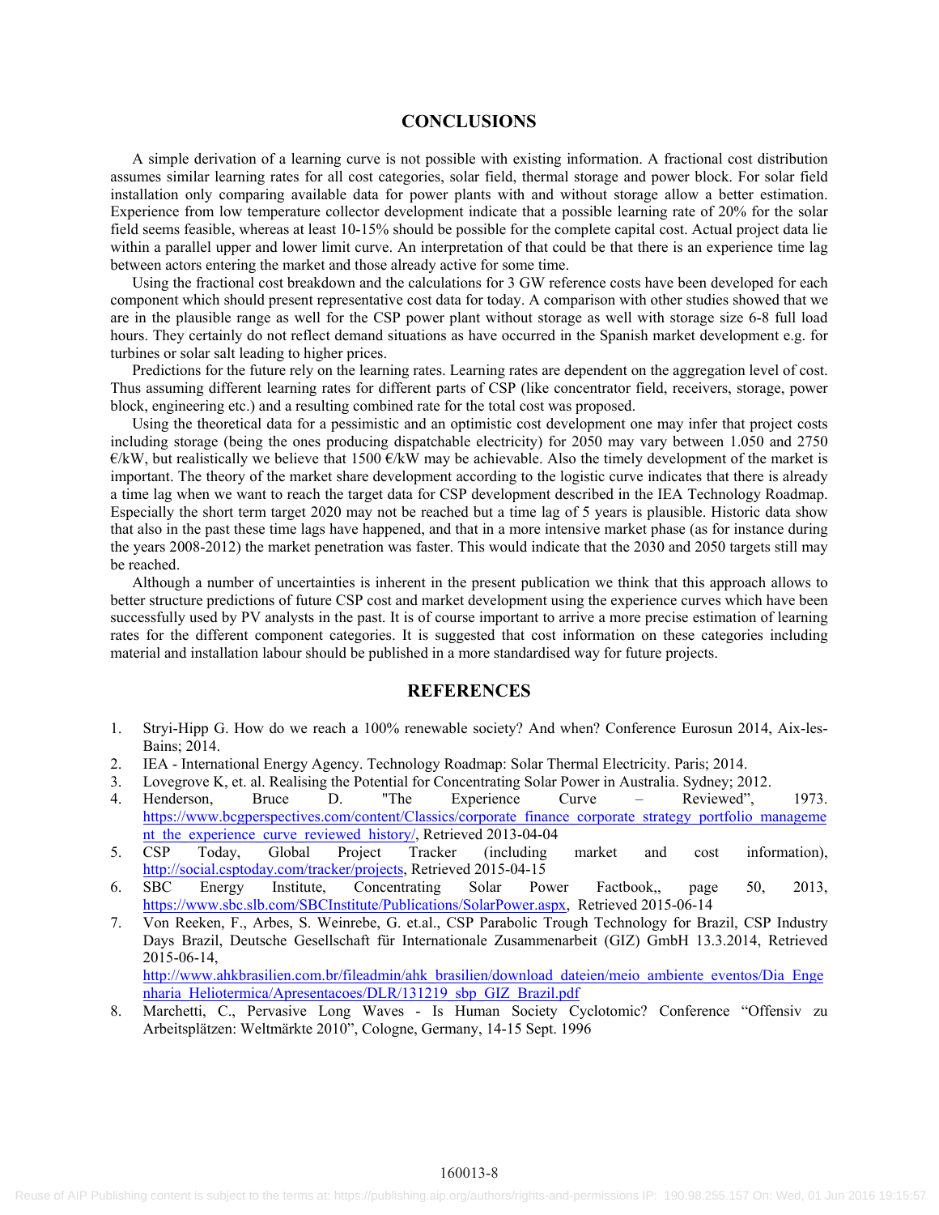## CONCLUSIONS

A simple derivation of a learning curve is not possible with existing information. A fractional cost distribution assumes similar learning rates for all cost categories, solar field, thermal storage and power block. For solar field installation only comparing available data for power plants with and without storage allow a better estimation. Experience from low temperature collector development indicate that a possible learning rate of 20% for the solar field seems feasible, whereas at least 10-15% should be possible for the complete capital cost. Actual project data lie within a parallel upper and lower limit curve. An interpretation of that could be that there is an experience time lag between actors entering the market and those already active for some time.

Using the fractional cost breakdown and the calculations for 3 GW reference costs have been developed for each component which should present representative cost data for today. A comparison with other studies showed that we are in the plausible range as well for the CSP power plant without storage as well with storage size 6-8 full load hours. They certainly do not reflect demand situations as have occurred in the Spanish market development e.g. for turbines or solar salt leading to higher prices.

Predictions for the future rely on the learning rates. Learning rates are dependent on the aggregation level of cost. Thus assuming different learning rates for different parts of CSP (like concentrator field, receivers, storage, power block, engineering etc.) and a resulting combined rate for the total cost was proposed.

Using the theoretical data for a pessimistic and an optimistic cost development one may infer that project costs including storage (being the ones producing dispatchable electricity) for 2050 may vary between 1.050 and 2750 €/kW, but realistically we believe that 1500 €/kW may be achievable. Also the timely development of the market is important. The theory of the market share development according to the logistic curve indicates that there is already a time lag when we want to reach the target data for CSP development described in the IEA Technology Roadmap. Especially the short term target 2020 may not be reached but a time lag of 5 years is plausible. Historic data show that also in the past these time lags have happened, and that in a more intensive market phase (as for instance during the years 2008-2012) the market penetration was faster. This would indicate that the 2030 and 2050 targets still may be reached.

Although a number of uncertainties is inherent in the present publication we think that this approach allows to better structure predictions of future CSP cost and market development using the experience curves which have been successfully used by PV analysts in the past. It is of course important to arrive a more precise estimation of learning rates for the different component categories. It is suggested that cost information on these categories including material and installation labour should be published in a more standardised way for future projects.

## REFERENCES

1. Stryi-Hipp G. How do we reach a 100% renewable society? And when? Conference Eurosun 2014, Aix-les-Bains; 2014.
2. IEA - International Energy Agency. Technology Roadmap: Solar Thermal Electricity. Paris; 2014.
3. Lovegrove K, et. al. Realising the Potential for Concentrating Solar Power in Australia. Sydney; 2012.
4. Henderson, Bruce D. "The Experience Curve – Reviewed", 1973. https://www.bcgperspectives.com/content/Classics/corporate_finance_corporate_strategy_portfolio_management_the_experience_curve_reviewed_history/, Retrieved 2013-04-04
5. CSP Today, Global Project Tracker (including market and cost information), http://social.csptoday.com/tracker/projects, Retrieved 2015-04-15
6. SBC Energy Institute, Concentrating Solar Power Factbook,, page 50, 2013, https://www.sbc.slb.com/SBCInstitute/Publications/SolarPower.aspx, Retrieved 2015-06-14
7. Von Reeken, F., Arbes, S. Weinrebe, G. et.al., CSP Parabolic Trough Technology for Brazil, CSP Industry Days Brazil, Deutsche Gesellschaft für Internationale Zusammenarbeit (GIZ) GmbH 13.3.2014, Retrieved 2015-06-14, http://www.ahkbrasilien.com.br/fileadmin/ahk_brasilien/download_dateien/meio_ambiente_eventos/Dia_Engenharia_Heliotermica/Apresentacoes/DLR/131219_sbp_GIZ_Brazil.pdf
8. Marchetti, C., Pervasive Long Waves - Is Human Society Cyclotomic? Conference "Offensiv zu Arbeitsplätzen: Weltmärkte 2010", Cologne, Germany, 14-15 Sept. 1996